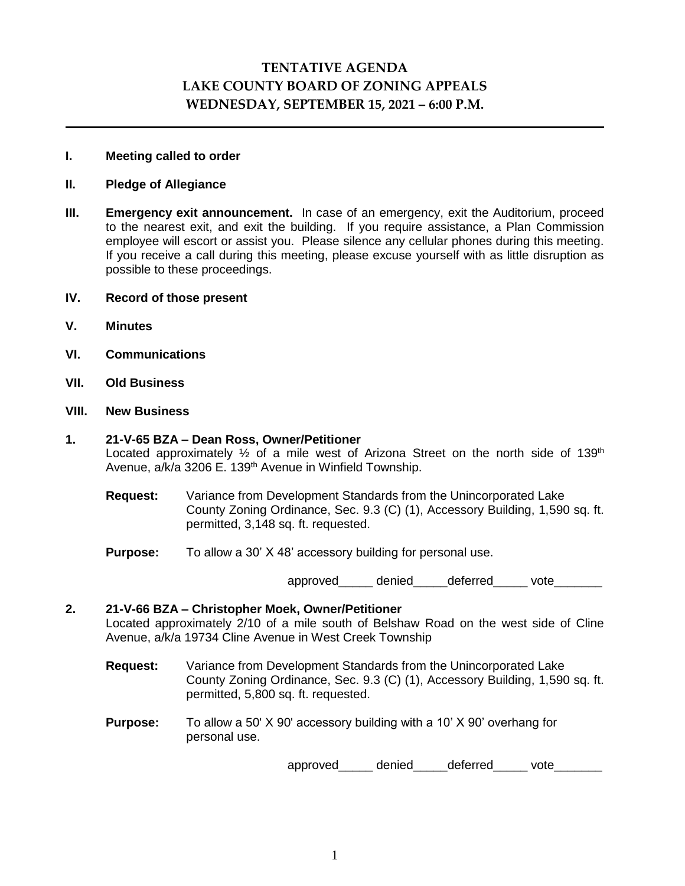# TENTATIVE AGENDA
# LAKE COUNTY BOARD OF ZONING APPEALS
# WEDNESDAY, SEPTEMBER 15, 2021 – 6:00 P.M.

---

**I. Meeting called to order**

**II. Pledge of Allegiance**

**III. Emergency exit announcement.** In case of an emergency, exit the Auditorium, proceed to the nearest exit, and exit the building. If you require assistance, a Plan Commission employee will escort or assist you. Please silence any cellular phones during this meeting. If you receive a call during this meeting, please excuse yourself with as little disruption as possible to these proceedings.

**IV. Record of those present**

**V. Minutes**

**VI. Communications**

**VII. Old Business**

**VIII. New Business**

**1. 21-V-65 BZA – Dean Ross, Owner/Petitioner**

Located approximately ½ of a mile west of Arizona Street on the north side of 139th Avenue, a/k/a 3206 E. 139th Avenue in Winfield Township.

**Request:** Variance from Development Standards from the Unincorporated Lake County Zoning Ordinance, Sec. 9.3 (C) (1), Accessory Building, 1,590 sq. ft. permitted, 3,148 sq. ft. requested.

**Purpose:** To allow a 30' X 48' accessory building for personal use.

approved_____ denied_____deferred_____ vote_______

**2. 21-V-66 BZA – Christopher Moek, Owner/Petitioner**

Located approximately 2/10 of a mile south of Belshaw Road on the west side of Cline Avenue, a/k/a 19734 Cline Avenue in West Creek Township

**Request:** Variance from Development Standards from the Unincorporated Lake County Zoning Ordinance, Sec. 9.3 (C) (1), Accessory Building, 1,590 sq. ft. permitted, 5,800 sq. ft. requested.

**Purpose:** To allow a 50' X 90' accessory building with a 10' X 90' overhang for personal use.

approved_____ denied_____deferred_____ vote_______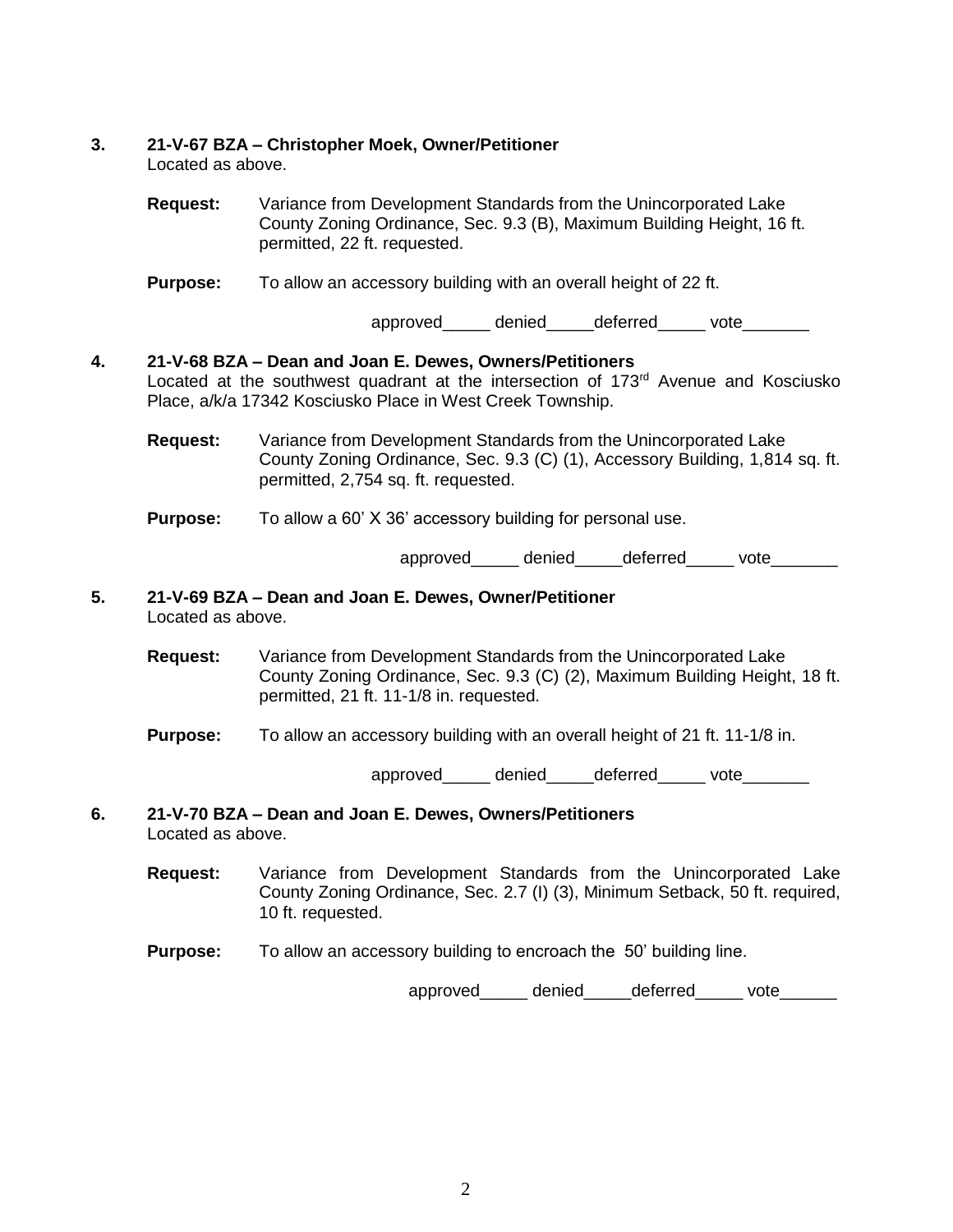**3. 21-V-67 BZA – Christopher Moek, Owner/Petitioner**
Located as above.

**Request:** Variance from Development Standards from the Unincorporated Lake County Zoning Ordinance, Sec. 9.3 (B), Maximum Building Height, 16 ft. permitted, 22 ft. requested.

**Purpose:** To allow an accessory building with an overall height of 22 ft.

approved_____ denied_____deferred_____ vote_______

**4. 21-V-68 BZA – Dean and Joan E. Dewes, Owners/Petitioners**
Located at the southwest quadrant at the intersection of 173rd Avenue and Kosciusko Place, a/k/a 17342 Kosciusko Place in West Creek Township.

**Request:** Variance from Development Standards from the Unincorporated Lake County Zoning Ordinance, Sec. 9.3 (C) (1), Accessory Building, 1,814 sq. ft. permitted, 2,754 sq. ft. requested.

**Purpose:** To allow a 60' X 36' accessory building for personal use.

approved_____ denied_____deferred_____ vote_______

**5. 21-V-69 BZA – Dean and Joan E. Dewes, Owner/Petitioner**
Located as above.

**Request:** Variance from Development Standards from the Unincorporated Lake County Zoning Ordinance, Sec. 9.3 (C) (2), Maximum Building Height, 18 ft. permitted, 21 ft. 11-1/8 in. requested.

**Purpose:** To allow an accessory building with an overall height of 21 ft. 11-1/8 in.

approved_____ denied_____deferred_____ vote_______

**6. 21-V-70 BZA – Dean and Joan E. Dewes, Owners/Petitioners**
Located as above.

**Request:** Variance from Development Standards from the Unincorporated Lake County Zoning Ordinance, Sec. 2.7 (I) (3), Minimum Setback, 50 ft. required, 10 ft. requested.

**Purpose:** To allow an accessory building to encroach the 50' building line.

approved_____ denied_____deferred_____ vote______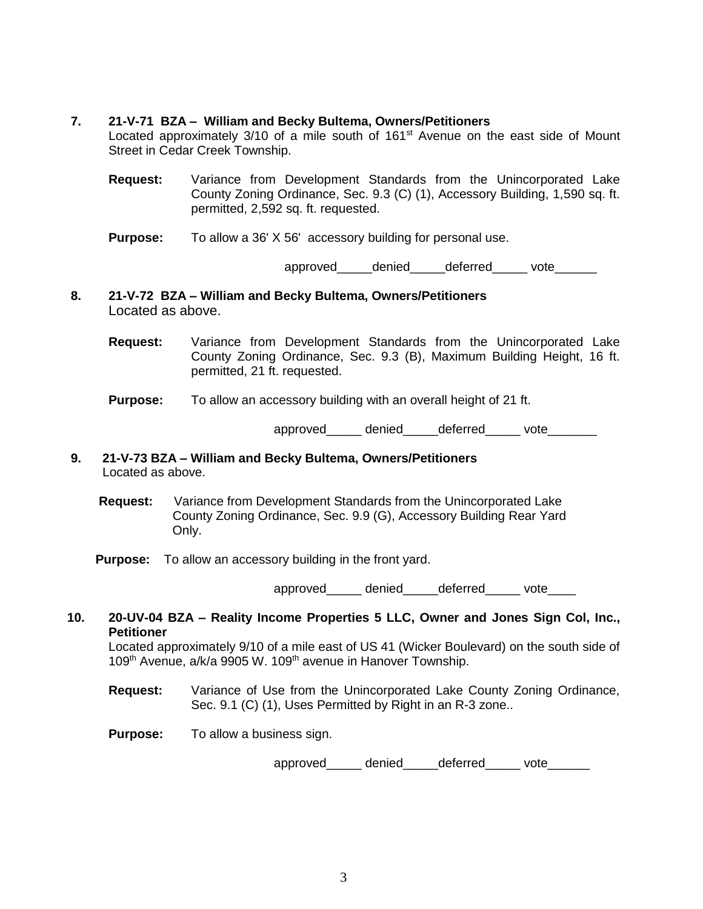**7. 21-V-71 BZA – William and Becky Bultema, Owners/Petitioners**
Located approximately 3/10 of a mile south of 161st Avenue on the east side of Mount Street in Cedar Creek Township.

**Request:** Variance from Development Standards from the Unincorporated Lake County Zoning Ordinance, Sec. 9.3 (C) (1), Accessory Building, 1,590 sq. ft. permitted, 2,592 sq. ft. requested.

**Purpose:** To allow a 36' X 56' accessory building for personal use.

approved_____denied_____deferred_____ vote______

**8. 21-V-72 BZA – William and Becky Bultema, Owners/Petitioners**
Located as above.

**Request:** Variance from Development Standards from the Unincorporated Lake County Zoning Ordinance, Sec. 9.3 (B), Maximum Building Height, 16 ft. permitted, 21 ft. requested.

**Purpose:** To allow an accessory building with an overall height of 21 ft.

approved_____ denied_____deferred_____ vote_______

**9. 21-V-73 BZA – William and Becky Bultema, Owners/Petitioners**
Located as above.

**Request:** Variance from Development Standards from the Unincorporated Lake County Zoning Ordinance, Sec. 9.9 (G), Accessory Building Rear Yard Only.

**Purpose:** To allow an accessory building in the front yard.

approved_____ denied_____deferred_____ vote____

**10. 20-UV-04 BZA – Reality Income Properties 5 LLC, Owner and Jones Sign Col, Inc., Petitioner**
Located approximately 9/10 of a mile east of US 41 (Wicker Boulevard) on the south side of 109th Avenue, a/k/a 9905 W. 109th avenue in Hanover Township.

**Request:** Variance of Use from the Unincorporated Lake County Zoning Ordinance, Sec. 9.1 (C) (1), Uses Permitted by Right in an R-3 zone..

**Purpose:** To allow a business sign.

approved_____ denied_____deferred_____ vote______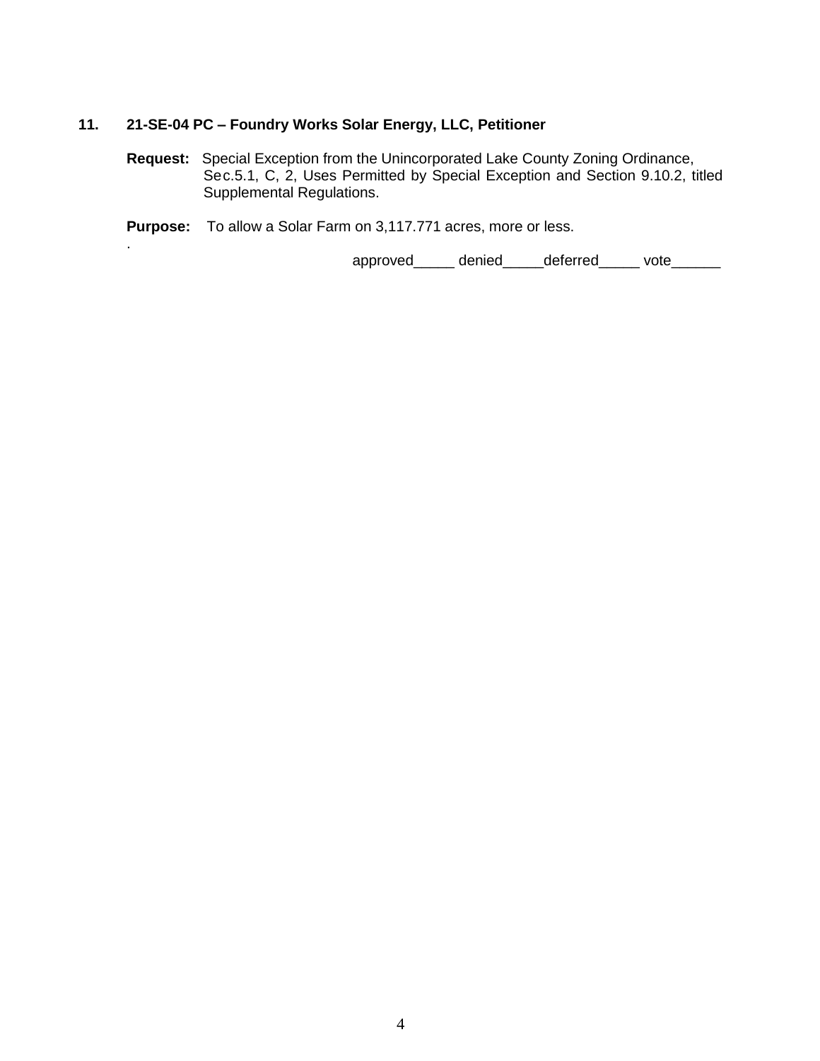**11. 21-SE-04 PC – Foundry Works Solar Energy, LLC, Petitioner**

**Request:** Special Exception from the Unincorporated Lake County Zoning Ordinance, Sec.5.1, C, 2, Uses Permitted by Special Exception and Section 9.10.2, titled Supplemental Regulations.

**Purpose:** To allow a Solar Farm on 3,117.771 acres, more or less.

.

approved_____ denied_____deferred_____ vote______